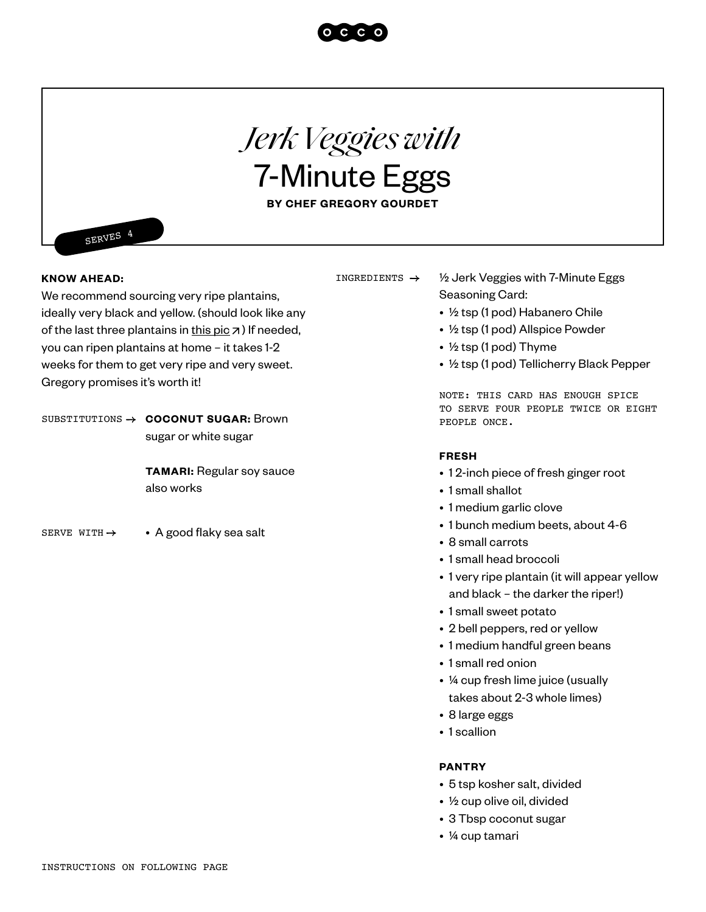# *Jerk Veggies with* 7-Minute Eggs

**BY CHEF GREGORY GOURDET**

SERVES 4

**KNOW AHEAD:**
We recommend sourcing very ripe plantains, ideally very black and yellow. (should look like any of the last three plantains in this pic ↗) If needed, you can ripen plantains at home – it takes 1-2 weeks for them to get very ripe and very sweet. Gregory promises it's worth it!

SUBSTITUTIONS →

**COCONUT SUGAR:** Brown sugar or white sugar

**TAMARI:** Regular soy sauce also works

SERVE WITH →

- A good flaky sea salt

INGREDIENTS →

½ Jerk Veggies with 7-Minute Eggs Seasoning Card:

- ½ tsp (1 pod) Habanero Chile
- ½ tsp (1 pod) Allspice Powder
- ½ tsp (1 pod) Thyme
- ½ tsp (1 pod) Tellicherry Black Pepper

NOTE: THIS CARD HAS ENOUGH SPICE TO SERVE FOUR PEOPLE TWICE OR EIGHT PEOPLE ONCE.

**FRESH**

- 1 2-inch piece of fresh ginger root
- 1 small shallot
- 1 medium garlic clove
- 1 bunch medium beets, about 4-6
- 8 small carrots
- 1 small head broccoli
- 1 very ripe plantain (it will appear yellow and black – the darker the riper!)
- 1 small sweet potato
- 2 bell peppers, red or yellow
- 1 medium handful green beans
- 1 small red onion
- ¼ cup fresh lime juice (usually takes about 2-3 whole limes)
- 8 large eggs
- 1 scallion

**PANTRY**

- 5 tsp kosher salt, divided
- ½ cup olive oil, divided
- 3 Tbsp coconut sugar
- ¼ cup tamari

INSTRUCTIONS ON FOLLOWING PAGE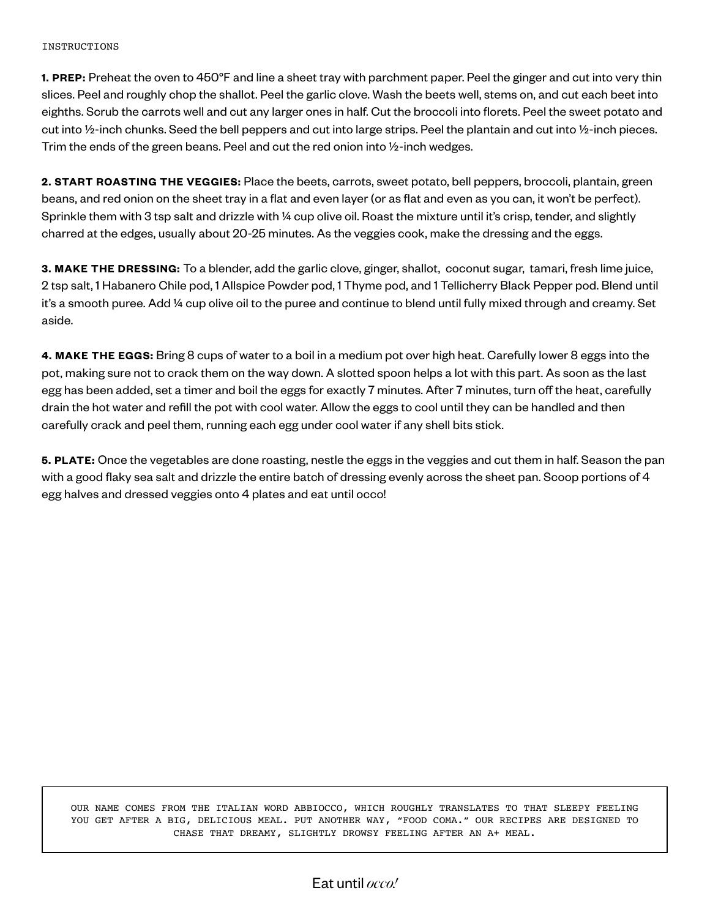INSTRUCTIONS

**1. PREP:** Preheat the oven to 450°F and line a sheet tray with parchment paper. Peel the ginger and cut into very thin slices. Peel and roughly chop the shallot. Peel the garlic clove. Wash the beets well, stems on, and cut each beet into eighths. Scrub the carrots well and cut any larger ones in half. Cut the broccoli into florets. Peel the sweet potato and cut into ½-inch chunks. Seed the bell peppers and cut into large strips. Peel the plantain and cut into ½-inch pieces. Trim the ends of the green beans. Peel and cut the red onion into ½-inch wedges.

**2. START ROASTING THE VEGGIES:** Place the beets, carrots, sweet potato, bell peppers, broccoli, plantain, green beans, and red onion on the sheet tray in a flat and even layer (or as flat and even as you can, it won't be perfect). Sprinkle them with 3 tsp salt and drizzle with ¼ cup olive oil. Roast the mixture until it's crisp, tender, and slightly charred at the edges, usually about 20-25 minutes. As the veggies cook, make the dressing and the eggs.

**3. MAKE THE DRESSING:** To a blender, add the garlic clove, ginger, shallot, coconut sugar, tamari, fresh lime juice, 2 tsp salt, 1 Habanero Chile pod, 1 Allspice Powder pod, 1 Thyme pod, and 1 Tellicherry Black Pepper pod. Blend until it's a smooth puree. Add ¼ cup olive oil to the puree and continue to blend until fully mixed through and creamy. Set aside.

**4. MAKE THE EGGS:** Bring 8 cups of water to a boil in a medium pot over high heat. Carefully lower 8 eggs into the pot, making sure not to crack them on the way down. A slotted spoon helps a lot with this part. As soon as the last egg has been added, set a timer and boil the eggs for exactly 7 minutes. After 7 minutes, turn off the heat, carefully drain the hot water and refill the pot with cool water. Allow the eggs to cool until they can be handled and then carefully crack and peel them, running each egg under cool water if any shell bits stick.

**5. PLATE:** Once the vegetables are done roasting, nestle the eggs in the veggies and cut them in half. Season the pan with a good flaky sea salt and drizzle the entire batch of dressing evenly across the sheet pan. Scoop portions of 4 egg halves and dressed veggies onto 4 plates and eat until occo!

OUR NAME COMES FROM THE ITALIAN WORD ABBIOCCO, WHICH ROUGHLY TRANSLATES TO THAT SLEEPY FEELING YOU GET AFTER A BIG, DELICIOUS MEAL. PUT ANOTHER WAY, "FOOD COMA." OUR RECIPES ARE DESIGNED TO CHASE THAT DREAMY, SLIGHTLY DROWSY FEELING AFTER AN A+ MEAL.

Eat until *occo!*